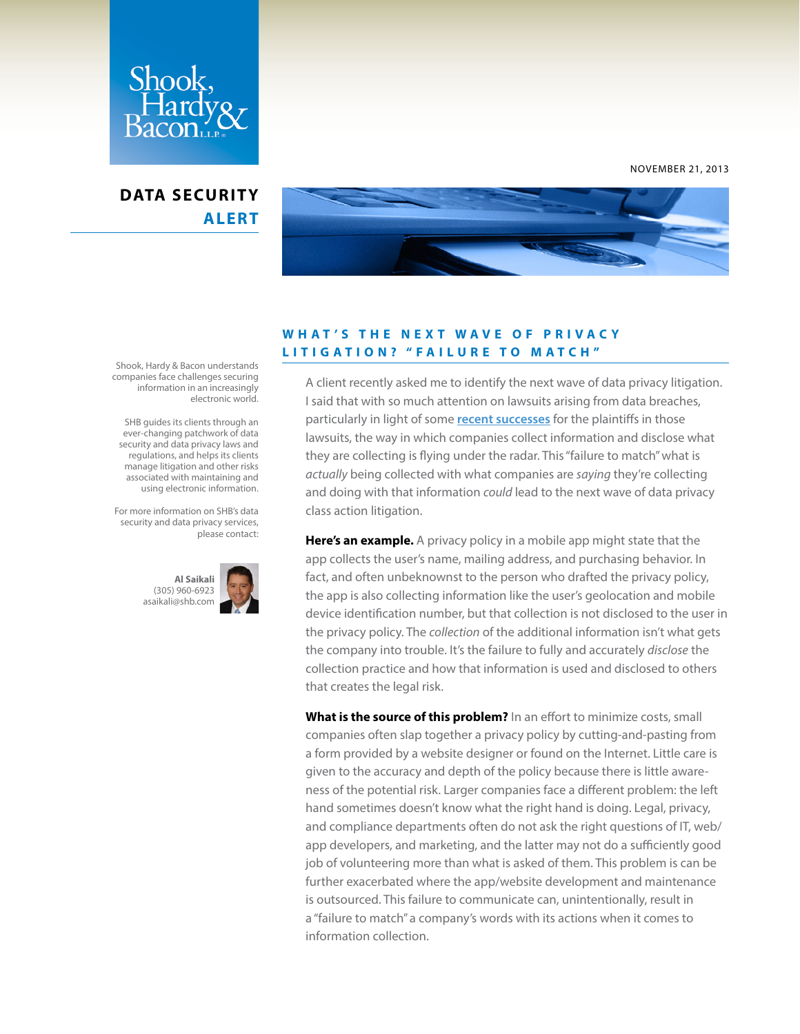NOVEMBER 21, 2013

# DATA SECURITY ALERT

## WHAT'S THE NEXT WAVE OF PRIVACY LITIGATION? "FAILURE TO MATCH"

A client recently asked me to identify the next wave of data privacy litigation. I said that with so much attention on lawsuits arising from data breaches, particularly in light of some recent successes for the plaintiffs in those lawsuits, the way in which companies collect information and disclose what they are collecting is flying under the radar. This "failure to match" what is *actually* being collected with what companies are *saying* they're collecting and doing with that information *could* lead to the next wave of data privacy class action litigation.

**Here's an example.** A privacy policy in a mobile app might state that the app collects the user's name, mailing address, and purchasing behavior. In fact, and often unbeknownst to the person who drafted the privacy policy, the app is also collecting information like the user's geolocation and mobile device identification number, but that collection is not disclosed to the user in the privacy policy. The *collection* of the additional information isn't what gets the company into trouble. It's the failure to fully and accurately *disclose* the collection practice and how that information is used and disclosed to others that creates the legal risk.

**What is the source of this problem?** In an effort to minimize costs, small companies often slap together a privacy policy by cutting-and-pasting from a form provided by a website designer or found on the Internet. Little care is given to the accuracy and depth of the policy because there is little awareness of the potential risk. Larger companies face a different problem: the left hand sometimes doesn't know what the right hand is doing. Legal, privacy, and compliance departments often do not ask the right questions of IT, web/app developers, and marketing, and the latter may not do a sufficiently good job of volunteering more than what is asked of them. This problem is can be further exacerbated where the app/website development and maintenance is outsourced. This failure to communicate can, unintentionally, result in a "failure to match" a company's words with its actions when it comes to information collection.

Shook, Hardy & Bacon understands companies face challenges securing information in an increasingly electronic world.

SHB guides its clients through an ever-changing patchwork of data security and data privacy laws and regulations, and helps its clients manage litigation and other risks associated with maintaining and using electronic information.

For more information on SHB's data security and data privacy services, please contact:

**Al Saikali**
(305) 960-6923
asaikali@shb.com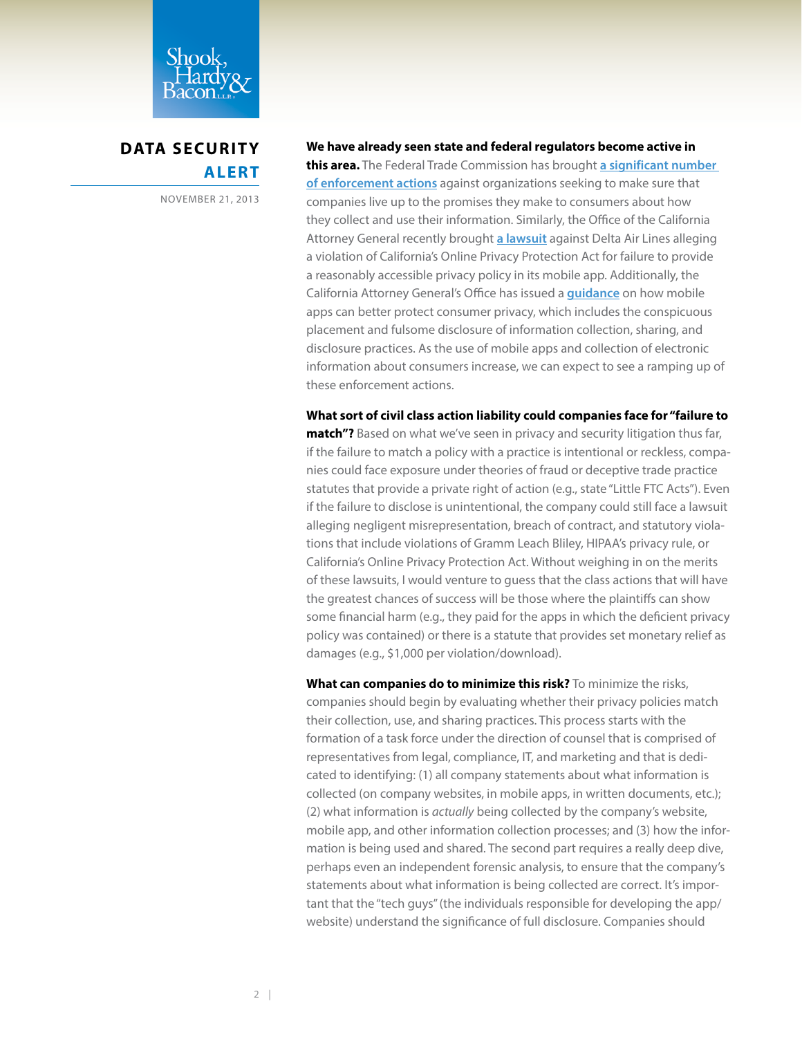We have already seen state and federal regulators become active in this area. The Federal Trade Commission has brought a significant number of enforcement actions against organizations seeking to make sure that companies live up to the promises they make to consumers about how they collect and use their information. Similarly, the Office of the California Attorney General recently brought a lawsuit against Delta Air Lines alleging a violation of California's Online Privacy Protection Act for failure to provide a reasonably accessible privacy policy in its mobile app. Additionally, the California Attorney General's Office has issued a guidance on how mobile apps can better protect consumer privacy, which includes the conspicuous placement and fulsome disclosure of information collection, sharing, and disclosure practices. As the use of mobile apps and collection of electronic information about consumers increase, we can expect to see a ramping up of these enforcement actions.

**What sort of civil class action liability could companies face for "failure to match"?** Based on what we've seen in privacy and security litigation thus far, if the failure to match a policy with a practice is intentional or reckless, companies could face exposure under theories of fraud or deceptive trade practice statutes that provide a private right of action (e.g., state "Little FTC Acts"). Even if the failure to disclose is unintentional, the company could still face a lawsuit alleging negligent misrepresentation, breach of contract, and statutory violations that include violations of Gramm Leach Bliley, HIPAA's privacy rule, or California's Online Privacy Protection Act. Without weighing in on the merits of these lawsuits, I would venture to guess that the class actions that will have the greatest chances of success will be those where the plaintiffs can show some financial harm (e.g., they paid for the apps in which the deficient privacy policy was contained) or there is a statute that provides set monetary relief as damages (e.g., $1,000 per violation/download).

**What can companies do to minimize this risk?** To minimize the risks, companies should begin by evaluating whether their privacy policies match their collection, use, and sharing practices. This process starts with the formation of a task force under the direction of counsel that is comprised of representatives from legal, compliance, IT, and marketing and that is dedicated to identifying: (1) all company statements about what information is collected (on company websites, in mobile apps, in written documents, etc.); (2) what information is *actually* being collected by the company's website, mobile app, and other information collection processes; and (3) how the information is being used and shared. The second part requires a really deep dive, perhaps even an independent forensic analysis, to ensure that the company's statements about what information is being collected are correct. It's important that the "tech guys" (the individuals responsible for developing the app/website) understand the significance of full disclosure. Companies should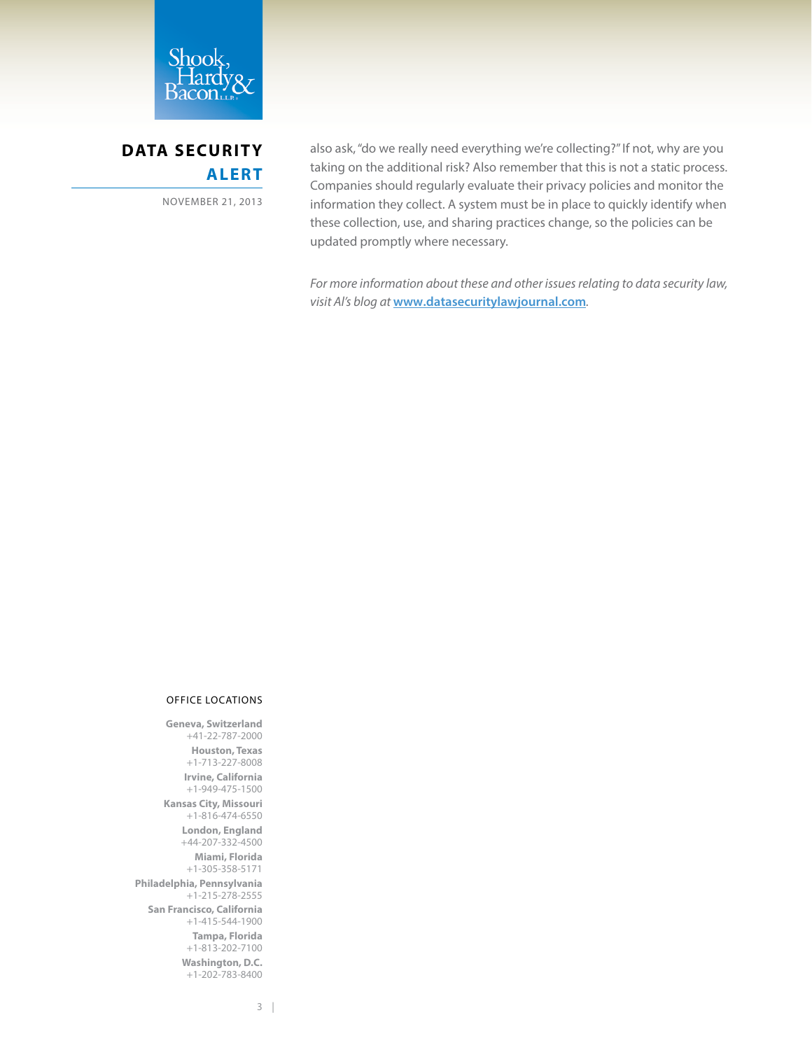also ask, "do we really need everything we're collecting?" If not, why are you taking on the additional risk? Also remember that this is not a static process. Companies should regularly evaluate their privacy policies and monitor the information they collect. A system must be in place to quickly identify when these collection, use, and sharing practices change, so the policies can be updated promptly where necessary.

*For more information about these and other issues relating to data security law, visit Al's blog at* **[www.datasecuritylawjournal.com](http://www.datasecuritylawjournal.com)**.

OFFICE LOCATIONS

**Geneva, Switzerland**
+41-22-787-2000

**Houston, Texas**
+1-713-227-8008

**Irvine, California**
+1-949-475-1500

**Kansas City, Missouri**
+1-816-474-6550

**London, England**
+44-207-332-4500

**Miami, Florida**
+1-305-358-5171

**Philadelphia, Pennsylvania**
+1-215-278-2555

**San Francisco, California**
+1-415-544-1900

**Tampa, Florida**
+1-813-202-7100

**Washington, D.C.**
+1-202-783-8400